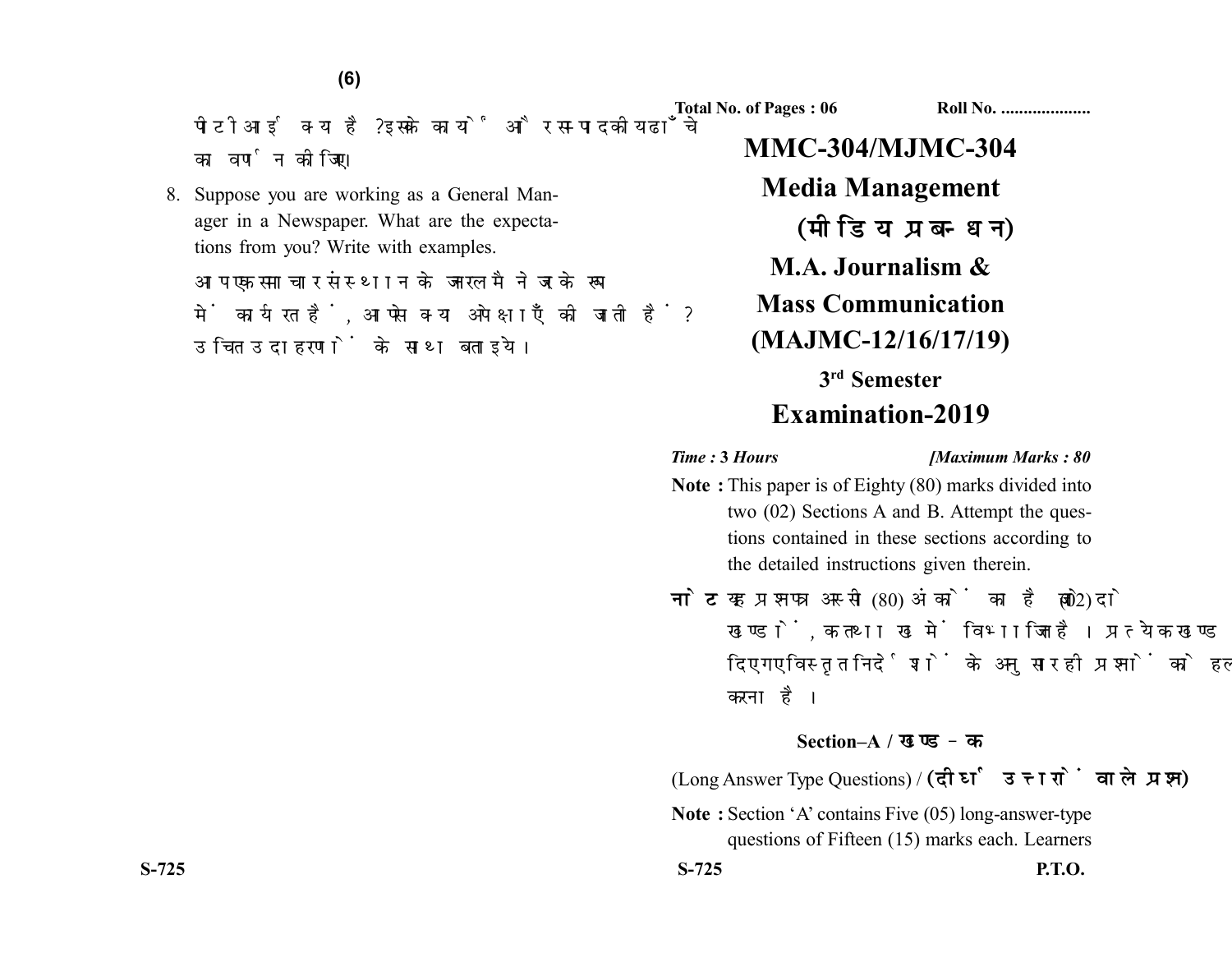पीटीआई क्या है? इसके कार्यों और सम्पादकीय ढाँचे का वर्णन कीजिए।

8. Suppose you are working as a General Manager in a Newspaper. What are the expectations from you? Write with examples.

आप एक समाचार संस्थान के जनरल मैनेजर के रूप में कार्यरत हैं, आपसे क्या अपेक्षाएँ की जाती हैं? उचित उदाहरणों के साथ बताइये।

**Total No. of Pages : 06** **Roll No. ....................**

# MMC-304/MJMC-304

# Media Management

# (मीडिया प्रबन्धन)

## M.A. Journalism & Mass Communication (MAJMC-12/16/17/19)

### 3rd Semester

## Examination-2019

*Time : 3 Hours* *[Maximum Marks : 80*

**Note :** This paper is of Eighty (80) marks divided into two (02) Sections A and B. Attempt the questions contained in these sections according to the detailed instructions given therein.

**नोट :** यह प्रश्नपत्र अस्सी (80) अंकों का है जो दो (02) खण्डों, क तथा ख में विभाजित है। प्रत्येक खण्ड में दिए गए विस्तृत निर्देशों के अनुसार ही प्रश्नों को हल करना है।

### Section–A / खण्ड–क

(Long Answer Type Questions) / **(दीर्घ उत्तरों वाले प्रश्न)**

**Note :** Section 'A' contains Five (05) long-answer-type questions of Fifteen (15) marks each. Learners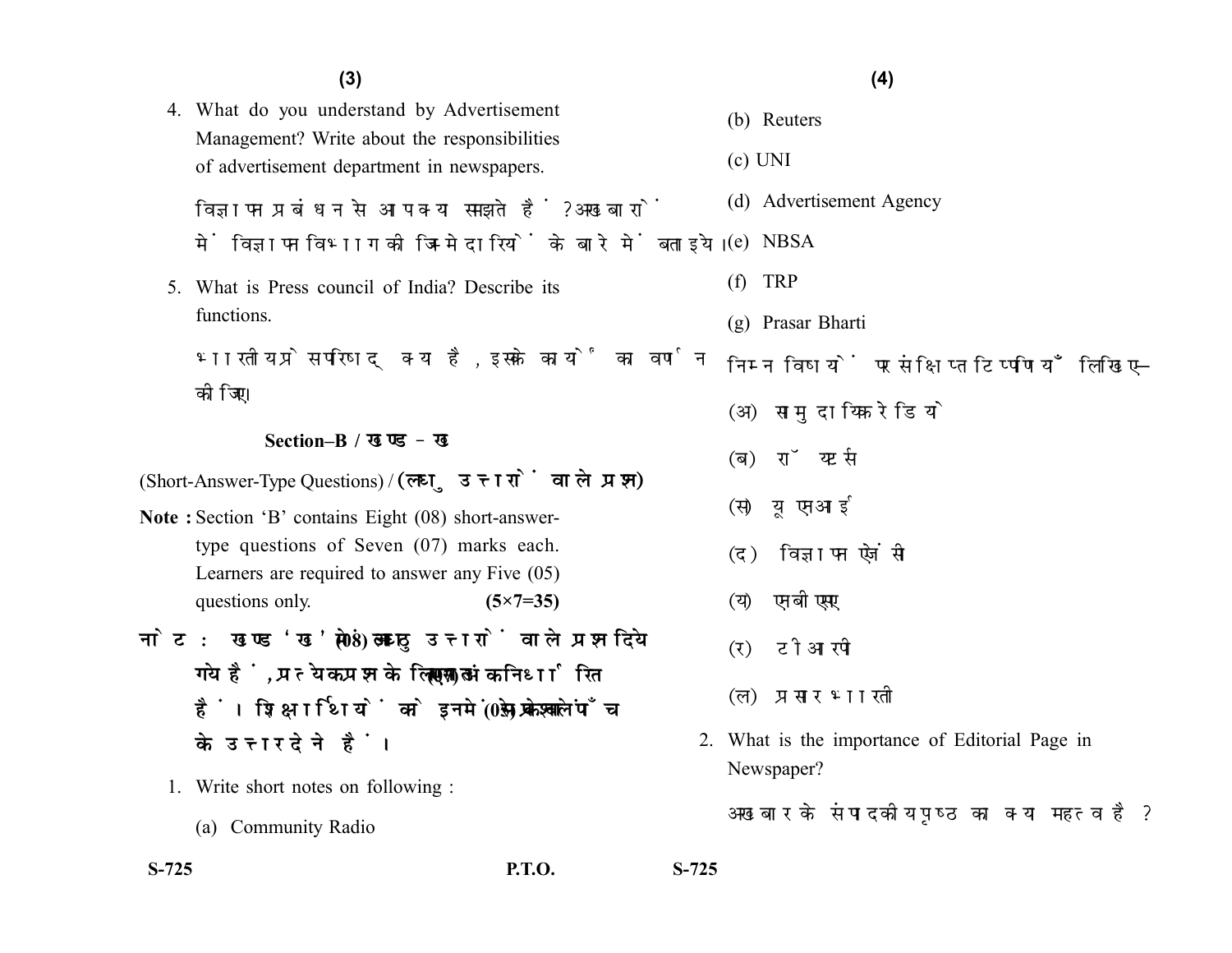4. What do you understand by Advertisement Management? Write about the responsibilities of advertisement department in newspapers.

   विज्ञापन प्रबंधन से आप क्या समझते हैं? अखबारों में विज्ञापन विभाग की जिम्मेदारियों के बारे में बताइये।

5. What is Press council of India? Describe its functions.

   भारतीय प्रेस परिषद् क्या है, इसके कार्यों का वर्णन कीजिए।

## Section–B / खण्ड – ख

(Short-Answer-Type Questions) / **(लघु उत्तरों वाले प्रश्न)**

**Note :** Section 'B' contains Eight (08) short-answer-type questions of Seven (07) marks each. Learners are required to answer any Five (05) questions only. **(5×7=35)**

**नोट : खण्ड 'ख' में आठ (08) लघु उत्तरों वाले प्रश्न दिये गये हैं, प्रत्येक प्रश्न के लिए सात (07) अंक निर्धारित हैं। शिक्षार्थियों को इनमें से केवल पाँच (05) प्रश्नों के उत्तर देने हैं।**

1. Write short notes on following :

   (a) Community Radio

   (b) Reuters

   (c) UNI

   (d) Advertisement Agency

   (e) NBSA

   (f) TRP

   (g) Prasar Bharti

   निम्न विषयों पर संक्षिप्त टिप्पणियाँ लिखिए–

   (अ) सामुदायिक रेडियो

   (ब) रॉयटर्स

   (स) यू एन आई

   (द) विज्ञापन एजेंसी

   (य) एन बी एस ए

   (र) टी आर पी

   (ल) प्रसार भारती

2. What is the importance of Editorial Page in Newspaper?

   अखबार के संपादकीय पृष्ठ का क्या महत्व है?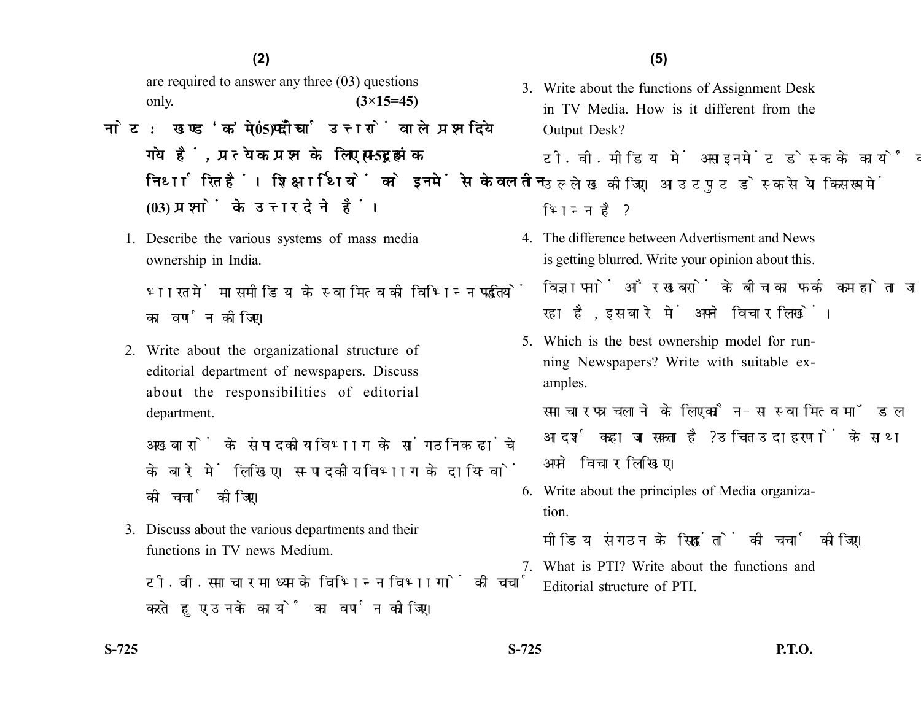are required to answer any three (03) questions only. **(3×15=45)**

**नोट :** खण्ड 'क' में पाँच (05) दीर्घ उत्तरों वाले प्रश्न दिये गये हैं, प्रत्येक प्रश्न के लिए पन्द्रह (15) अंक निर्धारित हैं। शिक्षार्थियों को इनमें से केवल तीन (03) प्रश्नों के उत्तर देने हैं।

1. Describe the various systems of mass media ownership in India.

   भारत में मास मीडिया के स्वामित्व की विभिन्न पद्धतियों का वर्णन कीजिए।

2. Write about the organizational structure of editorial department of newspapers. Discuss about the responsibilities of editorial department.

   अखबारों के संपादकीय विभाग के सांगठनिक ढांचे के बारे में लिखिए। सम्पादकीय विभाग के दायित्वों की चर्चा कीजिए।

3. Discuss about the various departments and their functions in TV news Medium.

   टी.वी. समाचार माध्यम के विभिन्न विभागों की चर्चा करते हुए उनके कार्यों का वर्णन कीजिए।

3. Write about the functions of Assignment Desk in TV Media. How is it different from the Output Desk?

   टी.वी. मीडिया में असाइनमेंट डेस्क के कार्यों का उल्लेख कीजिए। आउटपुट डेस्क से ये किस रूप में भिन्न है?

4. The difference between Advertisment and News is getting blurred. Write your opinion about this.

   विज्ञापनों और खबरों के बीच का फर्क कम होता जा रहा है, इस बारे में अपने विचार लिखें।

5. Which is the best ownership model for running Newspapers? Write with suitable examples.

   समाचार पत्र चलाने के लिए कौन-सा स्वामित्व मॉडल आदर्श कहा जा सकता है? उचित उदाहरणों के साथ अपने विचार लिखिए।

6. Write about the principles of Media organization.

   मीडिया संगठन के सिद्धांतों की चर्चा कीजिए।

7. What is PTI? Write about the functions and Editorial structure of PTI.